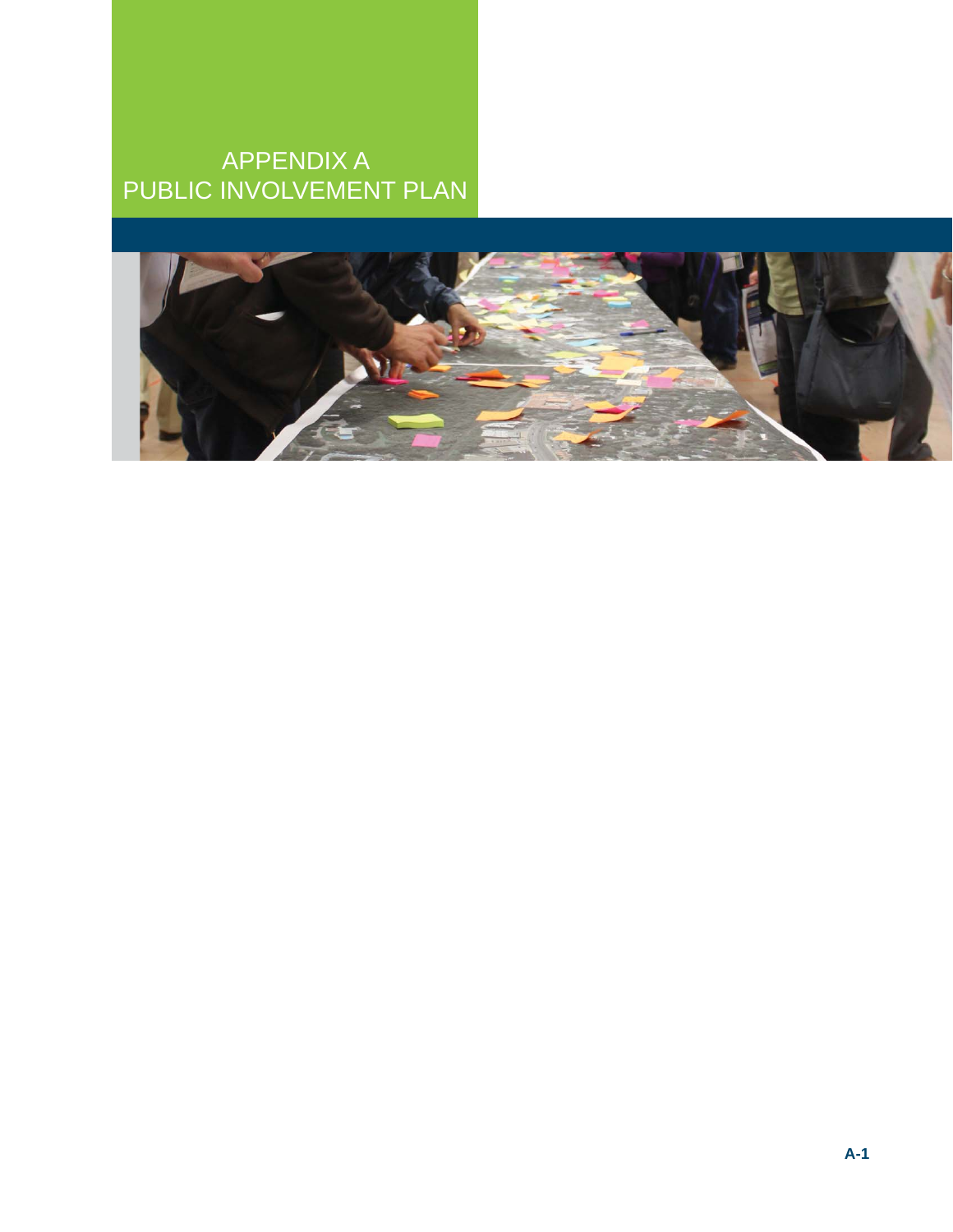# APPENDIX A
# PUBLIC INVOLVEMENT PLAN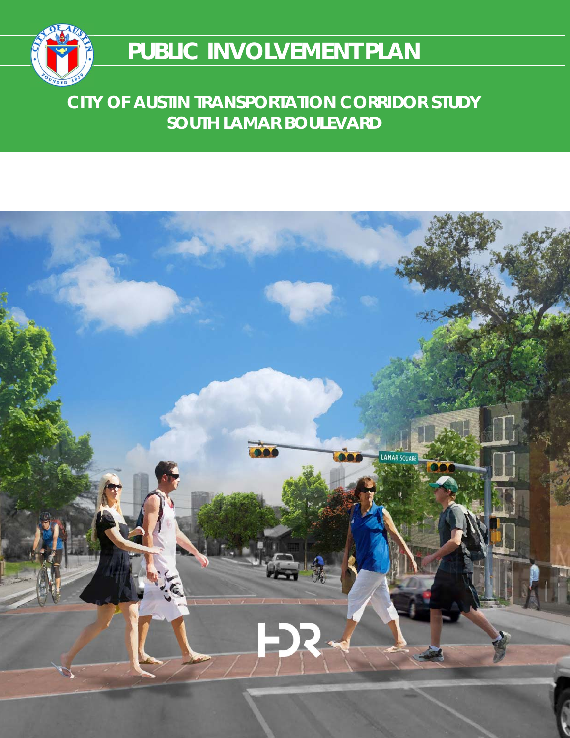# PUBLIC INVOLVEMENT PLAN

## CITY OF AUSTIN TRANSPORTATION CORRIDOR STUDY
## SOUTH LAMAR BOULEVARD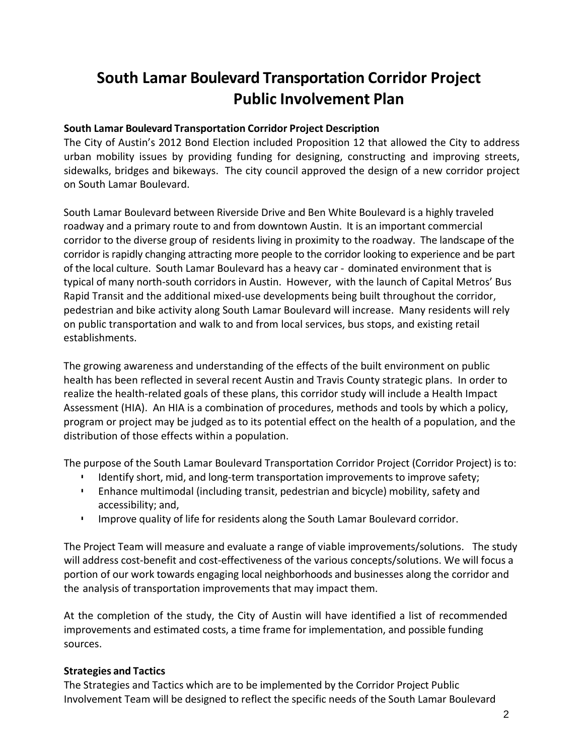# South Lamar Boulevard Transportation Corridor Project Public Involvement Plan

**South Lamar Boulevard Transportation Corridor Project Description**

The City of Austin's 2012 Bond Election included Proposition 12 that allowed the City to address urban mobility issues by providing funding for designing, constructing and improving streets, sidewalks, bridges and bikeways. The city council approved the design of a new corridor project on South Lamar Boulevard.

South Lamar Boulevard between Riverside Drive and Ben White Boulevard is a highly traveled roadway and a primary route to and from downtown Austin. It is an important commercial corridor to the diverse group of residents living in proximity to the roadway. The landscape of the corridor is rapidly changing attracting more people to the corridor looking to experience and be part of the local culture. South Lamar Boulevard has a heavy car - dominated environment that is typical of many north-south corridors in Austin. However, with the launch of Capital Metros' Bus Rapid Transit and the additional mixed-use developments being built throughout the corridor, pedestrian and bike activity along South Lamar Boulevard will increase. Many residents will rely on public transportation and walk to and from local services, bus stops, and existing retail establishments.

The growing awareness and understanding of the effects of the built environment on public health has been reflected in several recent Austin and Travis County strategic plans. In order to realize the health-related goals of these plans, this corridor study will include a Health Impact Assessment (HIA). An HIA is a combination of procedures, methods and tools by which a policy, program or project may be judged as to its potential effect on the health of a population, and the distribution of those effects within a population.

The purpose of the South Lamar Boulevard Transportation Corridor Project (Corridor Project) is to:

- Identify short, mid, and long-term transportation improvements to improve safety;
- Enhance multimodal (including transit, pedestrian and bicycle) mobility, safety and accessibility; and,
- Improve quality of life for residents along the South Lamar Boulevard corridor.

The Project Team will measure and evaluate a range of viable improvements/solutions. The study will address cost-benefit and cost-effectiveness of the various concepts/solutions. We will focus a portion of our work towards engaging local neighborhoods and businesses along the corridor and the analysis of transportation improvements that may impact them.

At the completion of the study, the City of Austin will have identified a list of recommended improvements and estimated costs, a time frame for implementation, and possible funding sources.

**Strategies and Tactics**

The Strategies and Tactics which are to be implemented by the Corridor Project Public Involvement Team will be designed to reflect the specific needs of the South Lamar Boulevard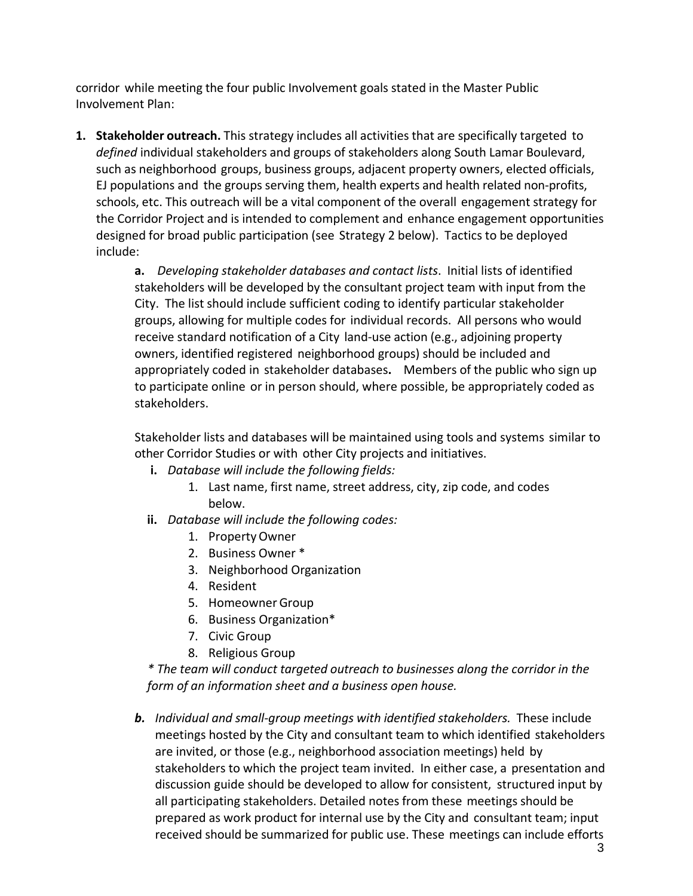corridor while meeting the four public Involvement goals stated in the Master Public Involvement Plan:

1. **Stakeholder outreach.** This strategy includes all activities that are specifically targeted to *defined* individual stakeholders and groups of stakeholders along South Lamar Boulevard, such as neighborhood groups, business groups, adjacent property owners, elected officials, EJ populations and the groups serving them, health experts and health related non-profits, schools, etc. This outreach will be a vital component of the overall engagement strategy for the Corridor Project and is intended to complement and enhance engagement opportunities designed for broad public participation (see Strategy 2 below). Tactics to be deployed include:

   **a.** *Developing stakeholder databases and contact lists*. Initial lists of identified stakeholders will be developed by the consultant project team with input from the City. The list should include sufficient coding to identify particular stakeholder groups, allowing for multiple codes for individual records. All persons who would receive standard notification of a City land-use action (e.g., adjoining property owners, identified registered neighborhood groups) should be included and appropriately coded in stakeholder databases**.** Members of the public who sign up to participate online or in person should, where possible, be appropriately coded as stakeholders.

   Stakeholder lists and databases will be maintained using tools and systems similar to other Corridor Studies or with other City projects and initiatives.

   **i.** *Database will include the following fields:*
      1. Last name, first name, street address, city, zip code, and codes below.

   **ii.** *Database will include the following codes:*
      1. Property Owner
      2. Business Owner *
      3. Neighborhood Organization
      4. Resident
      5. Homeowner Group
      6. Business Organization*
      7. Civic Group
      8. Religious Group

   *\* The team will conduct targeted outreach to businesses along the corridor in the form of an information sheet and a business open house.*

   ***b.*** *Individual and small-group meetings with identified stakeholders.* These include meetings hosted by the City and consultant team to which identified stakeholders are invited, or those (e.g., neighborhood association meetings) held by stakeholders to which the project team invited. In either case, a presentation and discussion guide should be developed to allow for consistent, structured input by all participating stakeholders. Detailed notes from these meetings should be prepared as work product for internal use by the City and consultant team; input received should be summarized for public use. These meetings can include efforts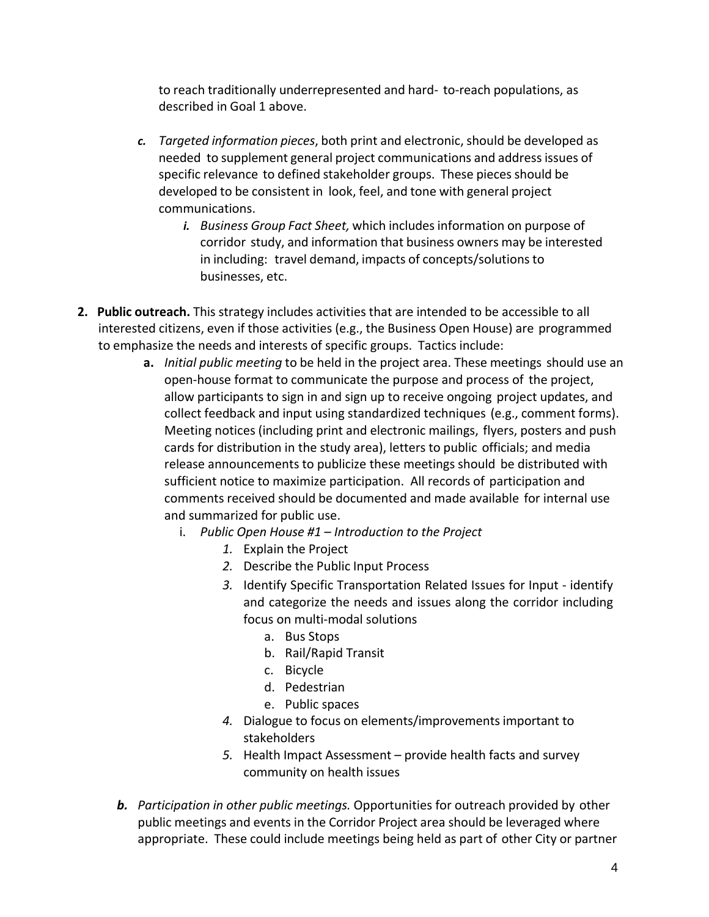to reach traditionally underrepresented and hard- to-reach populations, as described in Goal 1 above.

*c. Targeted information pieces*, both print and electronic, should be developed as needed to supplement general project communications and address issues of specific relevance to defined stakeholder groups. These pieces should be developed to be consistent in look, feel, and tone with general project communications.

   *i. Business Group Fact Sheet,* which includes information on purpose of corridor study, and information that business owners may be interested in including: travel demand, impacts of concepts/solutions to businesses, etc.

**2. Public outreach.** This strategy includes activities that are intended to be accessible to all interested citizens, even if those activities (e.g., the Business Open House) are programmed to emphasize the needs and interests of specific groups. Tactics include:

   **a.** *Initial public meeting* to be held in the project area. These meetings should use an open-house format to communicate the purpose and process of the project, allow participants to sign in and sign up to receive ongoing project updates, and collect feedback and input using standardized techniques (e.g., comment forms). Meeting notices (including print and electronic mailings, flyers, posters and push cards for distribution in the study area), letters to public officials; and media release announcements to publicize these meetings should be distributed with sufficient notice to maximize participation. All records of participation and comments received should be documented and made available for internal use and summarized for public use.

      i. *Public Open House #1 – Introduction to the Project*

         *1.* Explain the Project
         *2.* Describe the Public Input Process
         *3.* Identify Specific Transportation Related Issues for Input - identify and categorize the needs and issues along the corridor including focus on multi-modal solutions
            a. Bus Stops
            b. Rail/Rapid Transit
            c. Bicycle
            d. Pedestrian
            e. Public spaces
         *4.* Dialogue to focus on elements/improvements important to stakeholders
         *5.* Health Impact Assessment – provide health facts and survey community on health issues

   ***b.*** *Participation in other public meetings.* Opportunities for outreach provided by other public meetings and events in the Corridor Project area should be leveraged where appropriate. These could include meetings being held as part of other City or partner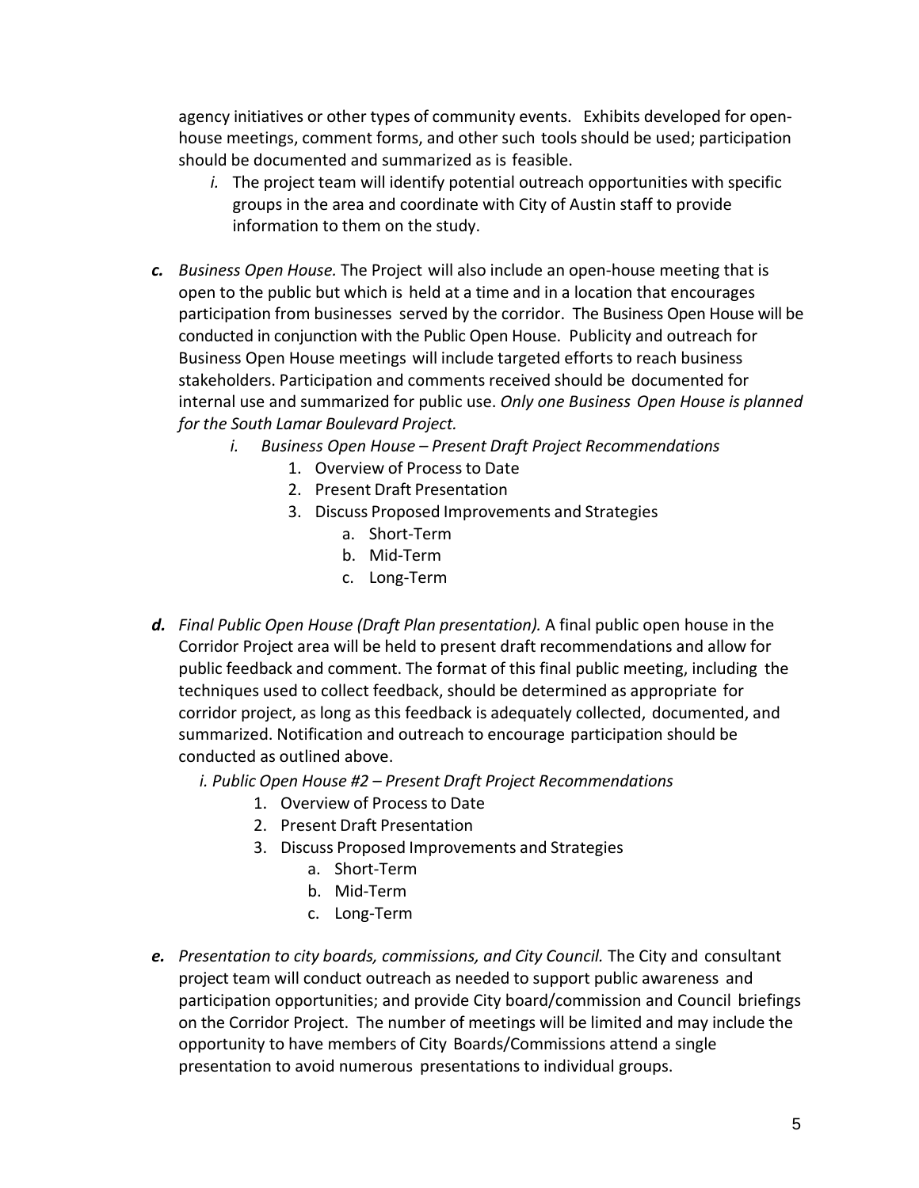agency initiatives or other types of community events. Exhibits developed for open-house meetings, comment forms, and other such tools should be used; participation should be documented and summarized as is feasible.

   *i.* The project team will identify potential outreach opportunities with specific groups in the area and coordinate with City of Austin staff to provide information to them on the study.

***c.*** *Business Open House.* The Project will also include an open-house meeting that is open to the public but which is held at a time and in a location that encourages participation from businesses served by the corridor. The Business Open House will be conducted in conjunction with the Public Open House. Publicity and outreach for Business Open House meetings will include targeted efforts to reach business stakeholders. Participation and comments received should be documented for internal use and summarized for public use. *Only one Business Open House is planned for the South Lamar Boulevard Project.*

   *i. Business Open House – Present Draft Project Recommendations*
      1. Overview of Process to Date
      2. Present Draft Presentation
      3. Discuss Proposed Improvements and Strategies
         a. Short-Term
         b. Mid-Term
         c. Long-Term

***d.*** *Final Public Open House (Draft Plan presentation).* A final public open house in the Corridor Project area will be held to present draft recommendations and allow for public feedback and comment. The format of this final public meeting, including the techniques used to collect feedback, should be determined as appropriate for corridor project, as long as this feedback is adequately collected, documented, and summarized. Notification and outreach to encourage participation should be conducted as outlined above.

   *i. Public Open House #2 – Present Draft Project Recommendations*
      1. Overview of Process to Date
      2. Present Draft Presentation
      3. Discuss Proposed Improvements and Strategies
         a. Short-Term
         b. Mid-Term
         c. Long-Term

***e.*** *Presentation to city boards, commissions, and City Council.* The City and consultant project team will conduct outreach as needed to support public awareness and participation opportunities; and provide City board/commission and Council briefings on the Corridor Project. The number of meetings will be limited and may include the opportunity to have members of City Boards/Commissions attend a single presentation to avoid numerous presentations to individual groups.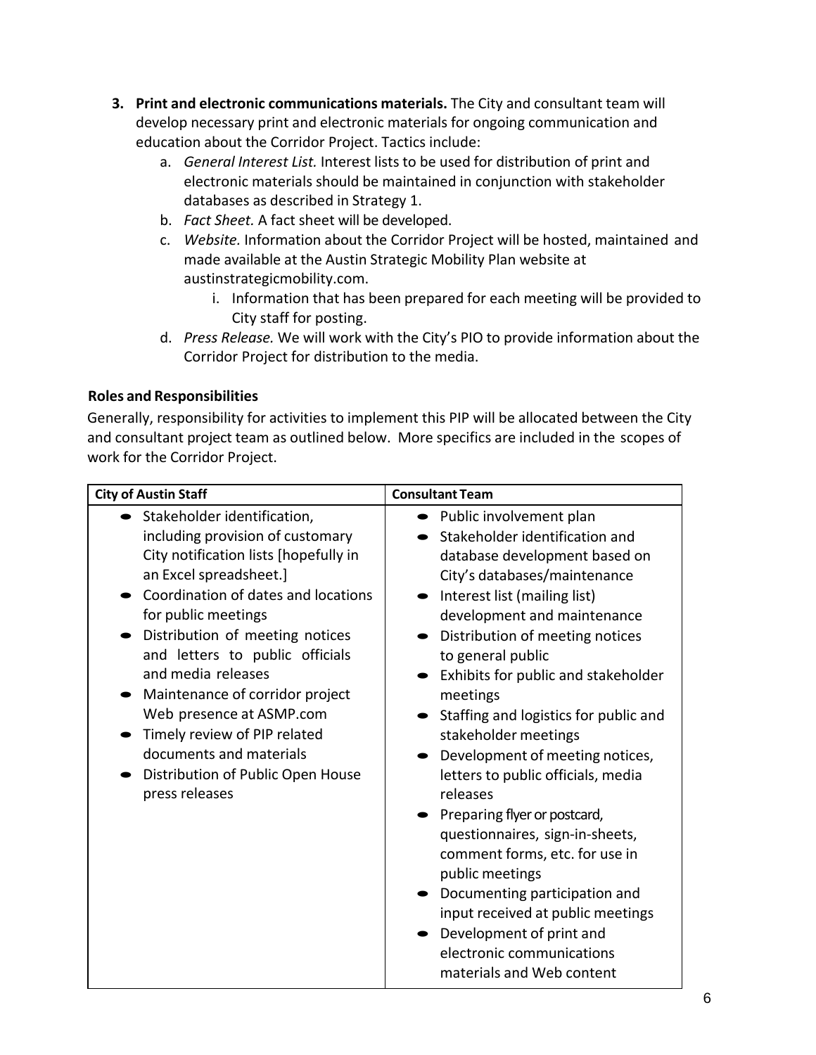3. **Print and electronic communications materials.** The City and consultant team will develop necessary print and electronic materials for ongoing communication and education about the Corridor Project. Tactics include:
    a. *General Interest List.* Interest lists to be used for distribution of print and electronic materials should be maintained in conjunction with stakeholder databases as described in Strategy 1.
    b. *Fact Sheet.* A fact sheet will be developed.
    c. *Website.* Information about the Corridor Project will be hosted, maintained and made available at the Austin Strategic Mobility Plan website at austinstrategicmobility.com.
        i. Information that has been prepared for each meeting will be provided to City staff for posting.
    d. *Press Release.* We will work with the City's PIO to provide information about the Corridor Project for distribution to the media.

**Roles and Responsibilities**

Generally, responsibility for activities to implement this PIP will be allocated between the City and consultant project team as outlined below. More specifics are included in the scopes of work for the Corridor Project.

| City of Austin Staff | Consultant Team |
|---|---|
| • Stakeholder identification, including provision of customary City notification lists [hopefully in an Excel spreadsheet.]<br>• Coordination of dates and locations for public meetings<br>• Distribution of meeting notices and letters to public officials and media releases<br>• Maintenance of corridor project Web presence at ASMP.com<br>• Timely review of PIP related documents and materials<br>• Distribution of Public Open House press releases | • Public involvement plan<br>• Stakeholder identification and database development based on City's databases/maintenance<br>• Interest list (mailing list) development and maintenance<br>• Distribution of meeting notices to general public<br>• Exhibits for public and stakeholder meetings<br>• Staffing and logistics for public and stakeholder meetings<br>• Development of meeting notices, letters to public officials, media releases<br>• Preparing flyer or postcard, questionnaires, sign-in-sheets, comment forms, etc. for use in public meetings<br>• Documenting participation and input received at public meetings<br>• Development of print and electronic communications materials and Web content |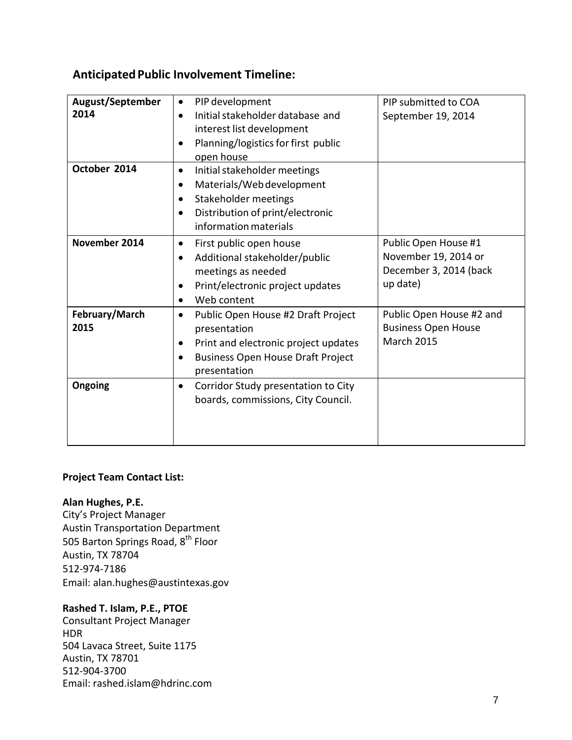## Anticipated Public Involvement Timeline:

| | | |
|---|---|---|
| **August/September 2014** | • PIP development<br>• Initial stakeholder database and interest list development<br>• Planning/logistics for first public open house | PIP submitted to COA September 19, 2014 |
| **October 2014** | • Initial stakeholder meetings<br>• Materials/Web development<br>• Stakeholder meetings<br>• Distribution of print/electronic information materials | |
| **November 2014** | • First public open house<br>• Additional stakeholder/public meetings as needed<br>• Print/electronic project updates<br>• Web content | Public Open House #1 November 19, 2014 or December 3, 2014 (back up date) |
| **February/March 2015** | • Public Open House #2 Draft Project presentation<br>• Print and electronic project updates<br>• Business Open House Draft Project presentation | Public Open House #2 and Business Open House March 2015 |
| **Ongoing** | • Corridor Study presentation to City boards, commissions, City Council. | |

**Project Team Contact List:**

**Alan Hughes, P.E.**
City's Project Manager
Austin Transportation Department
505 Barton Springs Road, 8th Floor
Austin, TX 78704
512-974-7186
Email: alan.hughes@austintexas.gov

**Rashed T. Islam, P.E., PTOE**
Consultant Project Manager
HDR
504 Lavaca Street, Suite 1175
Austin, TX 78701
512-904-3700
Email: rashed.islam@hdrinc.com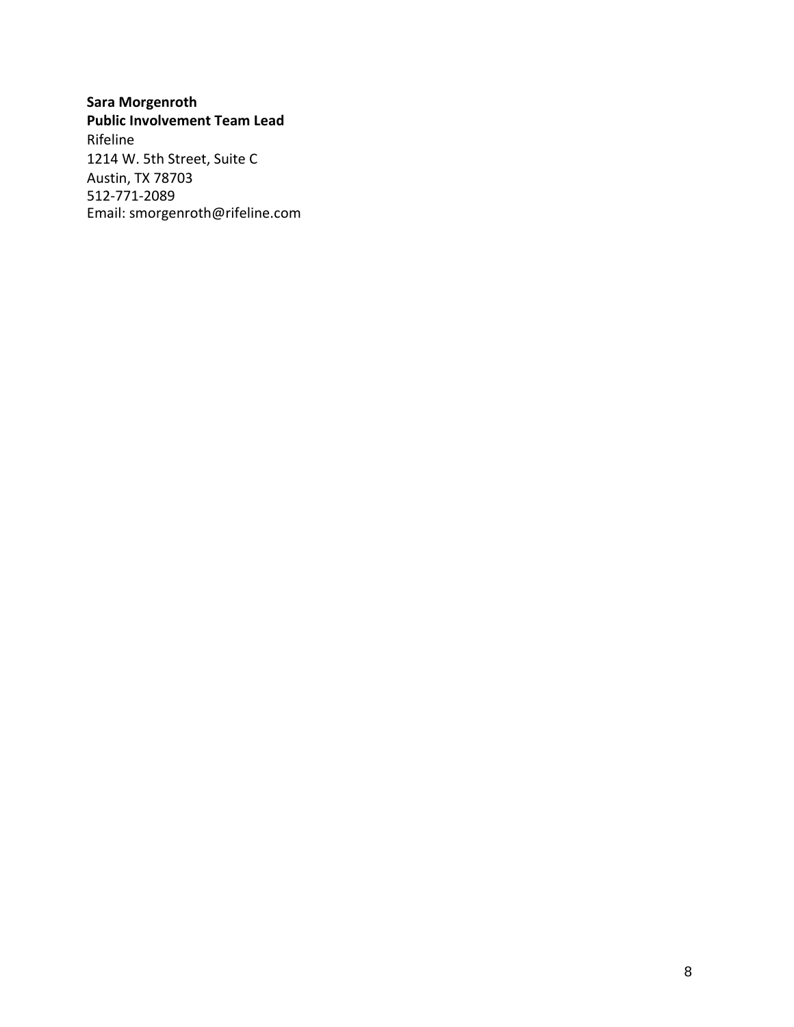**Sara Morgenroth**
**Public Involvement Team Lead**
Rifeline
1214 W. 5th Street, Suite C
Austin, TX 78703
512-771-2089
Email: smorgenroth@rifeline.com